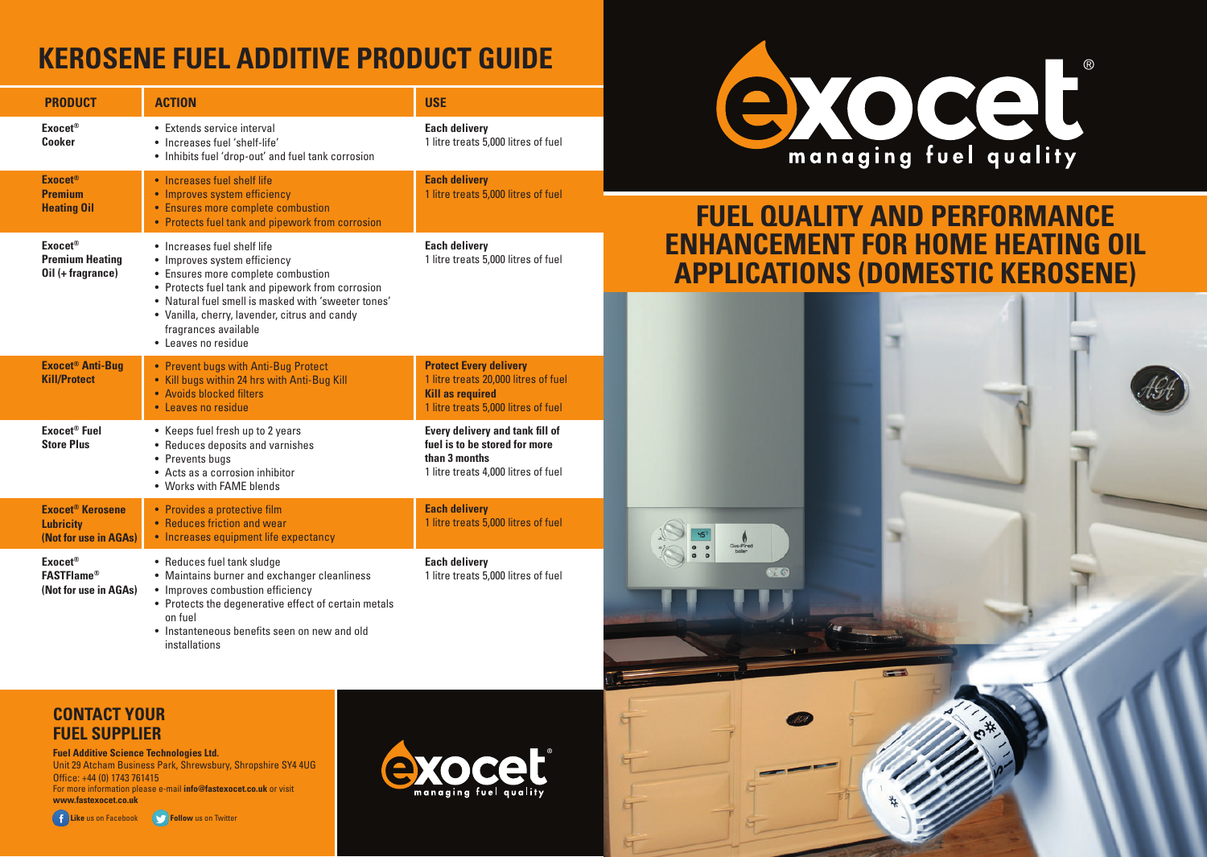# KEROSENE FUEL ADDITIVE PRODUCT GUIDE

| PRODUCT | ACTION | USE |
|---|---|---|
| **Exocet® Cooker** | • Extends service interval<br>• Increases fuel 'shelf-life'<br>• Inhibits fuel 'drop-out' and fuel tank corrosion | **Each delivery**<br>1 litre treats 5,000 litres of fuel |
| **Exocet® Premium Heating Oil** | • Increases fuel shelf life<br>• Improves system efficiency<br>• Ensures more complete combustion<br>• Protects fuel tank and pipework from corrosion | **Each delivery**<br>1 litre treats 5,000 litres of fuel |
| **Exocet® Premium Heating Oil (+ fragrance)** | • Increases fuel shelf life<br>• Improves system efficiency<br>• Ensures more complete combustion<br>• Protects fuel tank and pipework from corrosion<br>• Natural fuel smell is masked with 'sweeter tones'<br>• Vanilla, cherry, lavender, citrus and candy fragrances available<br>• Leaves no residue | **Each delivery**<br>1 litre treats 5,000 litres of fuel |
| **Exocet® Anti-Bug Kill/Protect** | • Prevent bugs with Anti-Bug Protect<br>• Kill bugs within 24 hrs with Anti-Bug Kill<br>• Avoids blocked filters<br>• Leaves no residue | **Protect Every delivery**<br>1 litre treats 20,000 litres of fuel<br>**Kill as required**<br>1 litre treats 5,000 litres of fuel |
| **Exocet® Fuel Store Plus** | • Keeps fuel fresh up to 2 years<br>• Reduces deposits and varnishes<br>• Prevents bugs<br>• Acts as a corrosion inhibitor<br>• Works with FAME blends | **Every delivery and tank fill of fuel is to be stored for more than 3 months**<br>1 litre treats 4,000 litres of fuel |
| **Exocet® Kerosene Lubricity (Not for use in AGAs)** | • Provides a protective film<br>• Reduces friction and wear<br>• Increases equipment life expectancy | **Each delivery**<br>1 litre treats 5,000 litres of fuel |
| **Exocet® FASTFlame® (Not for use in AGAs)** | • Reduces fuel tank sludge<br>• Maintains burner and exchanger cleanliness<br>• Improves combustion efficiency<br>• Protects the degenerative effect of certain metals on fuel<br>• Instanteneous benefits seen on new and old installations | **Each delivery**<br>1 litre treats 5,000 litres of fuel |

## CONTACT YOUR FUEL SUPPLIER

**Fuel Additive Science Technologies Ltd.**
Unit 29 Atcham Business Park, Shrewsbury, Shropshire SY4 4UG
Office: +44 (0) 1743 761415
For more information please e-mail **info@fastexocet.co.uk** or visit **www.fastexocet.co.uk**

**Like** us on Facebook **Follow** us on Twitter

exocet® managing fuel quality

## FUEL QUALITY AND PERFORMANCE ENHANCEMENT FOR HOME HEATING OIL APPLICATIONS (DOMESTIC KEROSENE)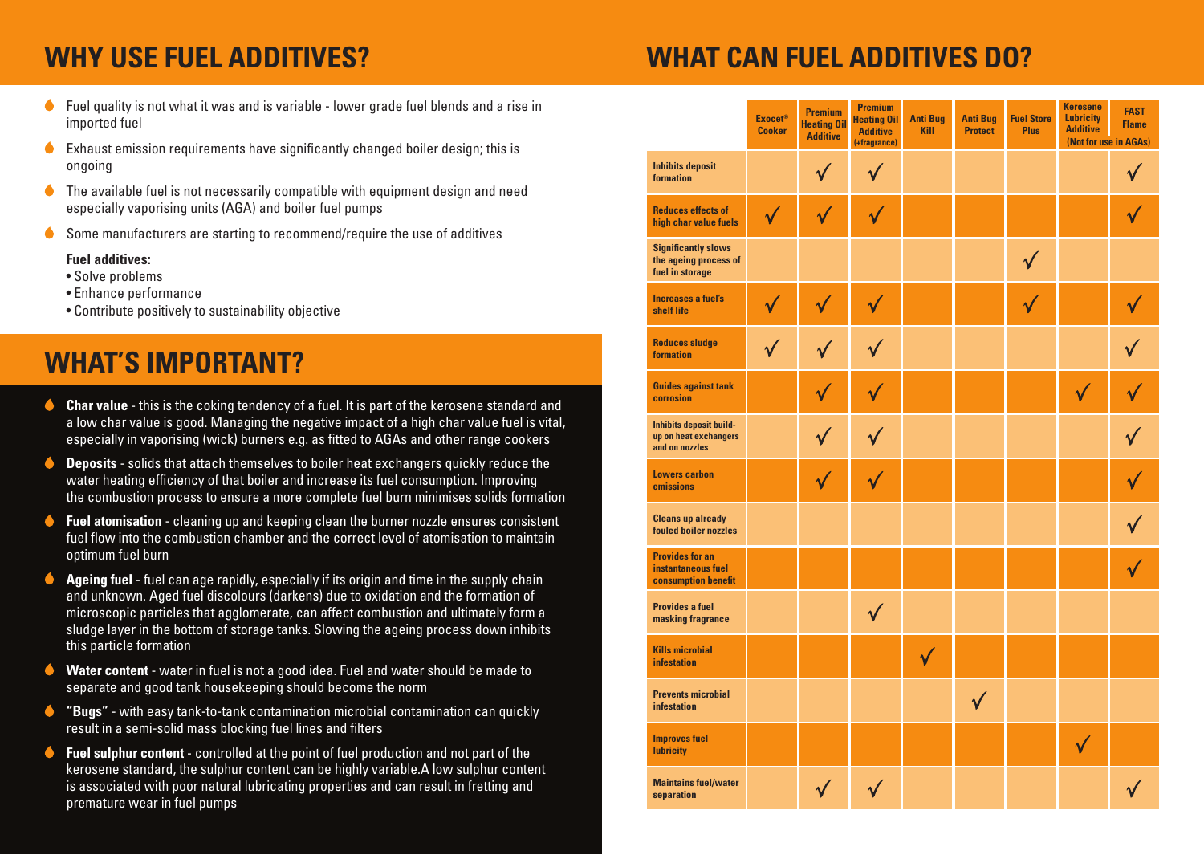## WHY USE FUEL ADDITIVES?

- Fuel quality is not what it was and is variable - lower grade fuel blends and a rise in imported fuel
- Exhaust emission requirements have significantly changed boiler design; this is ongoing
- The available fuel is not necessarily compatible with equipment design and need especially vaporising units (AGA) and boiler fuel pumps
- Some manufacturers are starting to recommend/require the use of additives

**Fuel additives:**

- Solve problems
- Enhance performance
- Contribute positively to sustainability objective

## WHAT'S IMPORTANT?

- **Char value** - this is the coking tendency of a fuel. It is part of the kerosene standard and a low char value is good. Managing the negative impact of a high char value fuel is vital, especially in vaporising (wick) burners e.g. as fitted to AGAs and other range cookers
- **Deposits** - solids that attach themselves to boiler heat exchangers quickly reduce the water heating efficiency of that boiler and increase its fuel consumption. Improving the combustion process to ensure a more complete fuel burn minimises solids formation
- **Fuel atomisation** - cleaning up and keeping clean the burner nozzle ensures consistent fuel flow into the combustion chamber and the correct level of atomisation to maintain optimum fuel burn
- **Ageing fuel** - fuel can age rapidly, especially if its origin and time in the supply chain and unknown. Aged fuel discolours (darkens) due to oxidation and the formation of microscopic particles that agglomerate, can affect combustion and ultimately form a sludge layer in the bottom of storage tanks. Slowing the ageing process down inhibits this particle formation
- **Water content** - water in fuel is not a good idea. Fuel and water should be made to separate and good tank housekeeping should become the norm
- **"Bugs"** - with easy tank-to-tank contamination microbial contamination can quickly result in a semi-solid mass blocking fuel lines and filters
- **Fuel sulphur content** - controlled at the point of fuel production and not part of the kerosene standard, the sulphur content can be highly variable.A low sulphur content is associated with poor natural lubricating properties and can result in fretting and premature wear in fuel pumps

## WHAT CAN FUEL ADDITIVES DO?

| | Exocet® Cooker | Premium Heating Oil Additive | Premium Heating Oil Additive (+fragrance) | Anti Bug Kill | Anti Bug Protect | Fuel Store Plus | Kerosene Lubricity Additive (Not for use in AGAs) | FAST Flame |
|---|---|---|---|---|---|---|---|---|
| Inhibits deposit formation | | √ | √ | | | | | √ |
| Reduces effects of high char value fuels | √ | √ | √ | | | | | √ |
| Significantly slows the ageing process of fuel in storage | | | | | | √ | | |
| Increases a fuel's shelf life | √ | √ | √ | | | √ | | √ |
| Reduces sludge formation | √ | √ | √ | | | | | √ |
| Guides against tank corrosion | | √ | √ | | | | √ | √ |
| Inhibits deposit build-up on heat exchangers and on nozzles | | √ | √ | | | | | √ |
| Lowers carbon emissions | | √ | √ | | | | | √ |
| Cleans up already fouled boiler nozzles | | | | | | | | √ |
| Provides for an instantaneous fuel consumption benefit | | | | | | | | √ |
| Provides a fuel masking fragrance | | | √ | | | | | |
| Kills microbial infestation | | | | √ | | | | |
| Prevents microbial infestation | | | | | √ | | | |
| Improves fuel lubricity | | | | | | | √ | |
| Maintains fuel/water separation | | √ | √ | | | | | √ |